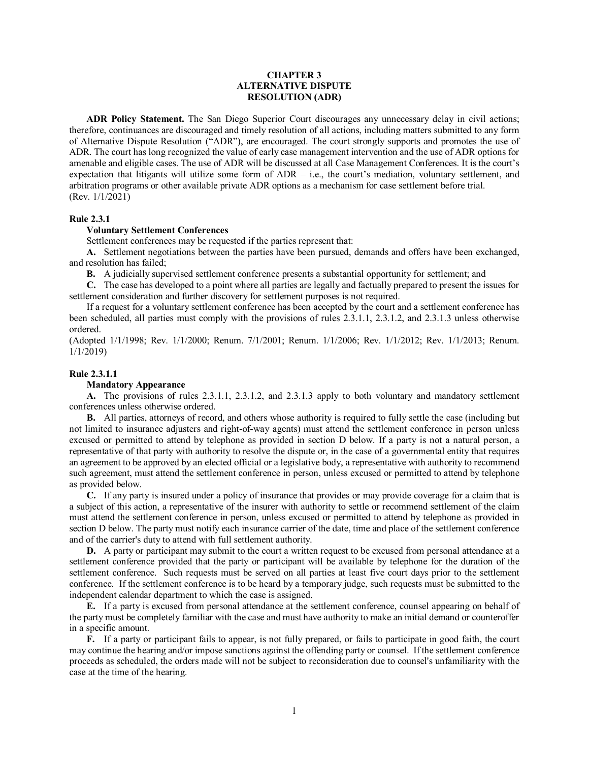# CHAPTER 3
# ALTERNATIVE DISPUTE RESOLUTION (ADR)

**ADR Policy Statement.** The San Diego Superior Court discourages any unnecessary delay in civil actions; therefore, continuances are discouraged and timely resolution of all actions, including matters submitted to any form of Alternative Dispute Resolution ("ADR"), are encouraged. The court strongly supports and promotes the use of ADR. The court has long recognized the value of early case management intervention and the use of ADR options for amenable and eligible cases. The use of ADR will be discussed at all Case Management Conferences. It is the court's expectation that litigants will utilize some form of ADR – i.e., the court's mediation, voluntary settlement, and arbitration programs or other available private ADR options as a mechanism for case settlement before trial.
(Rev. 1/1/2021)

**Rule 2.3.1**

**Voluntary Settlement Conferences**

Settlement conferences may be requested if the parties represent that:

**A.** Settlement negotiations between the parties have been pursued, demands and offers have been exchanged, and resolution has failed;

**B.** A judicially supervised settlement conference presents a substantial opportunity for settlement; and

**C.** The case has developed to a point where all parties are legally and factually prepared to present the issues for settlement consideration and further discovery for settlement purposes is not required.

If a request for a voluntary settlement conference has been accepted by the court and a settlement conference has been scheduled, all parties must comply with the provisions of rules 2.3.1.1, 2.3.1.2, and 2.3.1.3 unless otherwise ordered.
(Adopted 1/1/1998; Rev. 1/1/2000; Renum. 7/1/2001; Renum. 1/1/2006; Rev. 1/1/2012; Rev. 1/1/2013; Renum. 1/1/2019)

**Rule 2.3.1.1**

**Mandatory Appearance**

**A.** The provisions of rules 2.3.1.1, 2.3.1.2, and 2.3.1.3 apply to both voluntary and mandatory settlement conferences unless otherwise ordered.

**B.** All parties, attorneys of record, and others whose authority is required to fully settle the case (including but not limited to insurance adjusters and right-of-way agents) must attend the settlement conference in person unless excused or permitted to attend by telephone as provided in section D below. If a party is not a natural person, a representative of that party with authority to resolve the dispute or, in the case of a governmental entity that requires an agreement to be approved by an elected official or a legislative body, a representative with authority to recommend such agreement, must attend the settlement conference in person, unless excused or permitted to attend by telephone as provided below.

**C.** If any party is insured under a policy of insurance that provides or may provide coverage for a claim that is a subject of this action, a representative of the insurer with authority to settle or recommend settlement of the claim must attend the settlement conference in person, unless excused or permitted to attend by telephone as provided in section D below. The party must notify each insurance carrier of the date, time and place of the settlement conference and of the carrier's duty to attend with full settlement authority.

**D.** A party or participant may submit to the court a written request to be excused from personal attendance at a settlement conference provided that the party or participant will be available by telephone for the duration of the settlement conference. Such requests must be served on all parties at least five court days prior to the settlement conference. If the settlement conference is to be heard by a temporary judge, such requests must be submitted to the independent calendar department to which the case is assigned.

**E.** If a party is excused from personal attendance at the settlement conference, counsel appearing on behalf of the party must be completely familiar with the case and must have authority to make an initial demand or counteroffer in a specific amount.

**F.** If a party or participant fails to appear, is not fully prepared, or fails to participate in good faith, the court may continue the hearing and/or impose sanctions against the offending party or counsel. If the settlement conference proceeds as scheduled, the orders made will not be subject to reconsideration due to counsel's unfamiliarity with the case at the time of the hearing.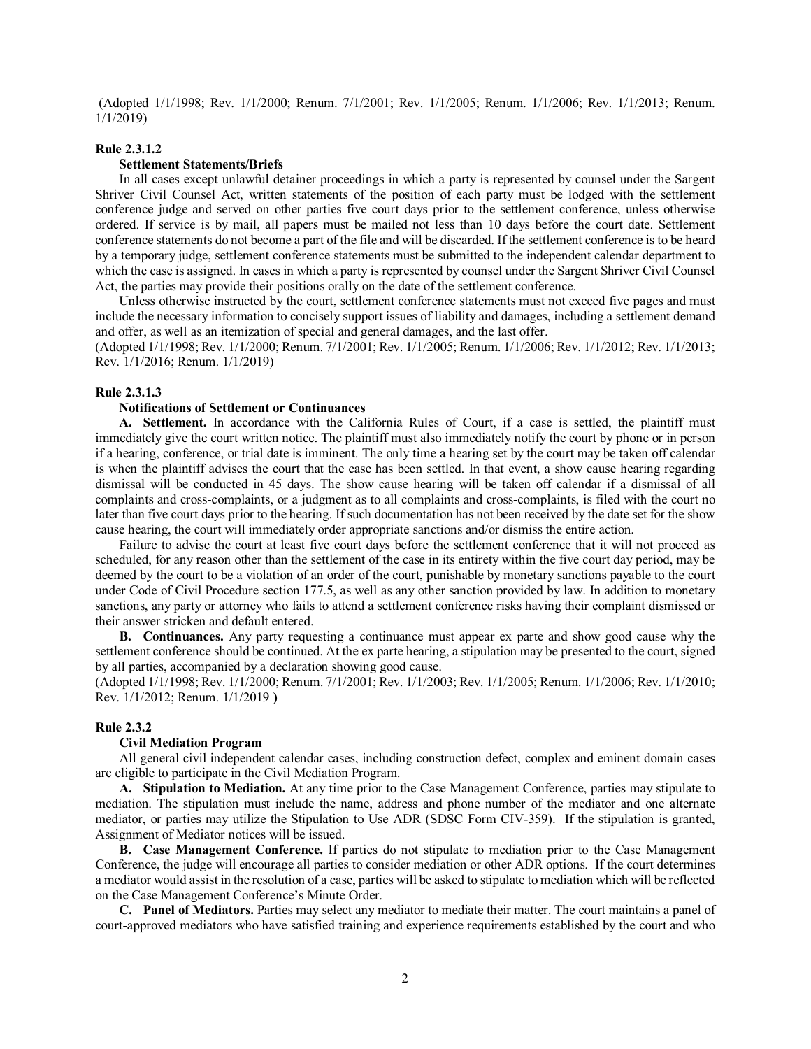(Adopted 1/1/1998; Rev. 1/1/2000; Renum. 7/1/2001; Rev. 1/1/2005; Renum. 1/1/2006; Rev. 1/1/2013; Renum. 1/1/2019)

**Rule 2.3.1.2**

**Settlement Statements/Briefs**

In all cases except unlawful detainer proceedings in which a party is represented by counsel under the Sargent Shriver Civil Counsel Act, written statements of the position of each party must be lodged with the settlement conference judge and served on other parties five court days prior to the settlement conference, unless otherwise ordered. If service is by mail, all papers must be mailed not less than 10 days before the court date. Settlement conference statements do not become a part of the file and will be discarded. If the settlement conference is to be heard by a temporary judge, settlement conference statements must be submitted to the independent calendar department to which the case is assigned. In cases in which a party is represented by counsel under the Sargent Shriver Civil Counsel Act, the parties may provide their positions orally on the date of the settlement conference.

Unless otherwise instructed by the court, settlement conference statements must not exceed five pages and must include the necessary information to concisely support issues of liability and damages, including a settlement demand and offer, as well as an itemization of special and general damages, and the last offer.

(Adopted 1/1/1998; Rev. 1/1/2000; Renum. 7/1/2001; Rev. 1/1/2005; Renum. 1/1/2006; Rev. 1/1/2012; Rev. 1/1/2013; Rev. 1/1/2016; Renum. 1/1/2019)

**Rule 2.3.1.3**

**Notifications of Settlement or Continuances**

**A. Settlement.** In accordance with the California Rules of Court, if a case is settled, the plaintiff must immediately give the court written notice. The plaintiff must also immediately notify the court by phone or in person if a hearing, conference, or trial date is imminent. The only time a hearing set by the court may be taken off calendar is when the plaintiff advises the court that the case has been settled. In that event, a show cause hearing regarding dismissal will be conducted in 45 days. The show cause hearing will be taken off calendar if a dismissal of all complaints and cross-complaints, or a judgment as to all complaints and cross-complaints, is filed with the court no later than five court days prior to the hearing. If such documentation has not been received by the date set for the show cause hearing, the court will immediately order appropriate sanctions and/or dismiss the entire action.

Failure to advise the court at least five court days before the settlement conference that it will not proceed as scheduled, for any reason other than the settlement of the case in its entirety within the five court day period, may be deemed by the court to be a violation of an order of the court, punishable by monetary sanctions payable to the court under Code of Civil Procedure section 177.5, as well as any other sanction provided by law. In addition to monetary sanctions, any party or attorney who fails to attend a settlement conference risks having their complaint dismissed or their answer stricken and default entered.

**B. Continuances.** Any party requesting a continuance must appear ex parte and show good cause why the settlement conference should be continued. At the ex parte hearing, a stipulation may be presented to the court, signed by all parties, accompanied by a declaration showing good cause.

(Adopted 1/1/1998; Rev. 1/1/2000; Renum. 7/1/2001; Rev. 1/1/2003; Rev. 1/1/2005; Renum. 1/1/2006; Rev. 1/1/2010; Rev. 1/1/2012; Renum. 1/1/2019 **)**

**Rule 2.3.2**

**Civil Mediation Program**

All general civil independent calendar cases, including construction defect, complex and eminent domain cases are eligible to participate in the Civil Mediation Program.

**A. Stipulation to Mediation.** At any time prior to the Case Management Conference, parties may stipulate to mediation. The stipulation must include the name, address and phone number of the mediator and one alternate mediator, or parties may utilize the Stipulation to Use ADR (SDSC Form CIV-359). If the stipulation is granted, Assignment of Mediator notices will be issued.

**B. Case Management Conference.** If parties do not stipulate to mediation prior to the Case Management Conference, the judge will encourage all parties to consider mediation or other ADR options. If the court determines a mediator would assist in the resolution of a case, parties will be asked to stipulate to mediation which will be reflected on the Case Management Conference's Minute Order.

**C. Panel of Mediators.** Parties may select any mediator to mediate their matter. The court maintains a panel of court-approved mediators who have satisfied training and experience requirements established by the court and who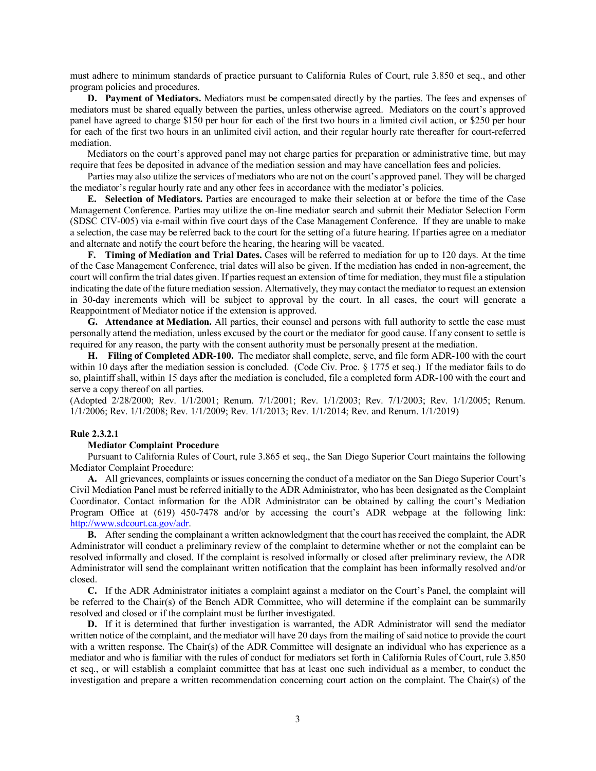must adhere to minimum standards of practice pursuant to California Rules of Court, rule 3.850 et seq., and other program policies and procedures.

**D. Payment of Mediators.** Mediators must be compensated directly by the parties. The fees and expenses of mediators must be shared equally between the parties, unless otherwise agreed. Mediators on the court's approved panel have agreed to charge $150 per hour for each of the first two hours in a limited civil action, or $250 per hour for each of the first two hours in an unlimited civil action, and their regular hourly rate thereafter for court-referred mediation.

Mediators on the court's approved panel may not charge parties for preparation or administrative time, but may require that fees be deposited in advance of the mediation session and may have cancellation fees and policies.

Parties may also utilize the services of mediators who are not on the court's approved panel. They will be charged the mediator's regular hourly rate and any other fees in accordance with the mediator's policies.

**E. Selection of Mediators.** Parties are encouraged to make their selection at or before the time of the Case Management Conference. Parties may utilize the on-line mediator search and submit their Mediator Selection Form (SDSC CIV-005) via e-mail within five court days of the Case Management Conference. If they are unable to make a selection, the case may be referred back to the court for the setting of a future hearing. If parties agree on a mediator and alternate and notify the court before the hearing, the hearing will be vacated.

**F. Timing of Mediation and Trial Dates.** Cases will be referred to mediation for up to 120 days. At the time of the Case Management Conference, trial dates will also be given. If the mediation has ended in non-agreement, the court will confirm the trial dates given. If parties request an extension of time for mediation, they must file a stipulation indicating the date of the future mediation session. Alternatively, they may contact the mediator to request an extension in 30-day increments which will be subject to approval by the court. In all cases, the court will generate a Reappointment of Mediator notice if the extension is approved.

**G. Attendance at Mediation.** All parties, their counsel and persons with full authority to settle the case must personally attend the mediation, unless excused by the court or the mediator for good cause. If any consent to settle is required for any reason, the party with the consent authority must be personally present at the mediation.

**H. Filing of Completed ADR-100.** The mediator shall complete, serve, and file form ADR-100 with the court within 10 days after the mediation session is concluded. (Code Civ. Proc. § 1775 et seq.) If the mediator fails to do so, plaintiff shall, within 15 days after the mediation is concluded, file a completed form ADR-100 with the court and serve a copy thereof on all parties.

(Adopted 2/28/2000; Rev. 1/1/2001; Renum. 7/1/2001; Rev. 1/1/2003; Rev. 7/1/2003; Rev. 1/1/2005; Renum. 1/1/2006; Rev. 1/1/2008; Rev. 1/1/2009; Rev. 1/1/2013; Rev. 1/1/2014; Rev. and Renum. 1/1/2019)

**Rule 2.3.2.1**

**Mediator Complaint Procedure**

Pursuant to California Rules of Court, rule 3.865 et seq., the San Diego Superior Court maintains the following Mediator Complaint Procedure:

**A.** All grievances, complaints or issues concerning the conduct of a mediator on the San Diego Superior Court's Civil Mediation Panel must be referred initially to the ADR Administrator, who has been designated as the Complaint Coordinator. Contact information for the ADR Administrator can be obtained by calling the court's Mediation Program Office at (619) 450-7478 and/or by accessing the court's ADR webpage at the following link: [http://www.sdcourt.ca.gov/adr](http://www.sdcourt.ca.gov/adr).

**B.** After sending the complainant a written acknowledgment that the court has received the complaint, the ADR Administrator will conduct a preliminary review of the complaint to determine whether or not the complaint can be resolved informally and closed. If the complaint is resolved informally or closed after preliminary review, the ADR Administrator will send the complainant written notification that the complaint has been informally resolved and/or closed.

**C.** If the ADR Administrator initiates a complaint against a mediator on the Court's Panel, the complaint will be referred to the Chair(s) of the Bench ADR Committee, who will determine if the complaint can be summarily resolved and closed or if the complaint must be further investigated.

**D.** If it is determined that further investigation is warranted, the ADR Administrator will send the mediator written notice of the complaint, and the mediator will have 20 days from the mailing of said notice to provide the court with a written response. The Chair(s) of the ADR Committee will designate an individual who has experience as a mediator and who is familiar with the rules of conduct for mediators set forth in California Rules of Court, rule 3.850 et seq., or will establish a complaint committee that has at least one such individual as a member, to conduct the investigation and prepare a written recommendation concerning court action on the complaint. The Chair(s) of the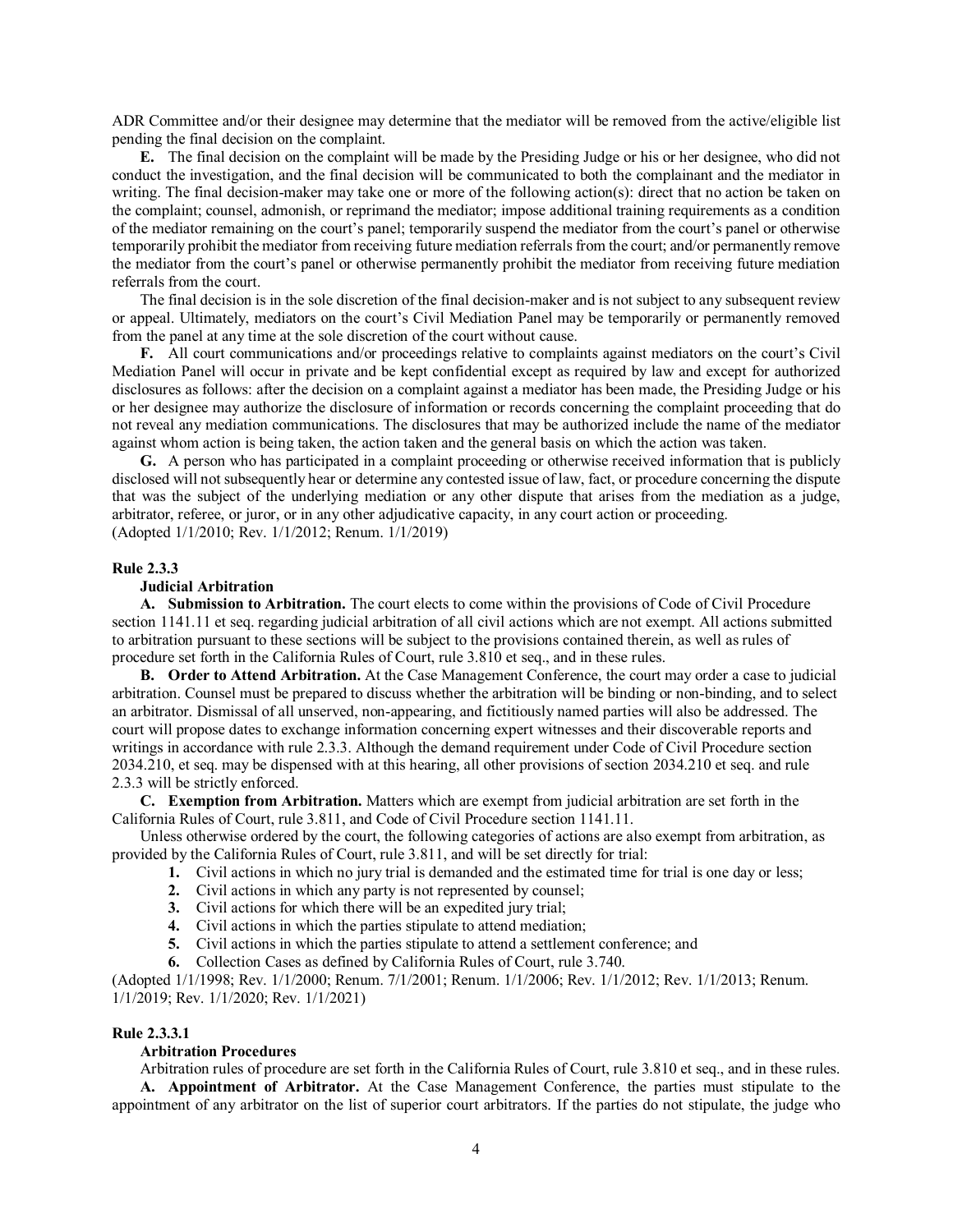ADR Committee and/or their designee may determine that the mediator will be removed from the active/eligible list pending the final decision on the complaint.

**E.** The final decision on the complaint will be made by the Presiding Judge or his or her designee, who did not conduct the investigation, and the final decision will be communicated to both the complainant and the mediator in writing. The final decision-maker may take one or more of the following action(s): direct that no action be taken on the complaint; counsel, admonish, or reprimand the mediator; impose additional training requirements as a condition of the mediator remaining on the court's panel; temporarily suspend the mediator from the court's panel or otherwise temporarily prohibit the mediator from receiving future mediation referrals from the court; and/or permanently remove the mediator from the court's panel or otherwise permanently prohibit the mediator from receiving future mediation referrals from the court.

The final decision is in the sole discretion of the final decision-maker and is not subject to any subsequent review or appeal. Ultimately, mediators on the court's Civil Mediation Panel may be temporarily or permanently removed from the panel at any time at the sole discretion of the court without cause.

**F.** All court communications and/or proceedings relative to complaints against mediators on the court's Civil Mediation Panel will occur in private and be kept confidential except as required by law and except for authorized disclosures as follows: after the decision on a complaint against a mediator has been made, the Presiding Judge or his or her designee may authorize the disclosure of information or records concerning the complaint proceeding that do not reveal any mediation communications. The disclosures that may be authorized include the name of the mediator against whom action is being taken, the action taken and the general basis on which the action was taken.

**G.** A person who has participated in a complaint proceeding or otherwise received information that is publicly disclosed will not subsequently hear or determine any contested issue of law, fact, or procedure concerning the dispute that was the subject of the underlying mediation or any other dispute that arises from the mediation as a judge, arbitrator, referee, or juror, or in any other adjudicative capacity, in any court action or proceeding.
(Adopted 1/1/2010; Rev. 1/1/2012; Renum. 1/1/2019)

**Rule 2.3.3**

**Judicial Arbitration**

**A. Submission to Arbitration.** The court elects to come within the provisions of Code of Civil Procedure section 1141.11 et seq. regarding judicial arbitration of all civil actions which are not exempt. All actions submitted to arbitration pursuant to these sections will be subject to the provisions contained therein, as well as rules of procedure set forth in the California Rules of Court, rule 3.810 et seq., and in these rules.

**B. Order to Attend Arbitration.** At the Case Management Conference, the court may order a case to judicial arbitration. Counsel must be prepared to discuss whether the arbitration will be binding or non-binding, and to select an arbitrator. Dismissal of all unserved, non-appearing, and fictitiously named parties will also be addressed. The court will propose dates to exchange information concerning expert witnesses and their discoverable reports and writings in accordance with rule 2.3.3. Although the demand requirement under Code of Civil Procedure section 2034.210, et seq. may be dispensed with at this hearing, all other provisions of section 2034.210 et seq. and rule 2.3.3 will be strictly enforced.

**C. Exemption from Arbitration.** Matters which are exempt from judicial arbitration are set forth in the California Rules of Court, rule 3.811, and Code of Civil Procedure section 1141.11.

Unless otherwise ordered by the court, the following categories of actions are also exempt from arbitration, as provided by the California Rules of Court, rule 3.811, and will be set directly for trial:

1. Civil actions in which no jury trial is demanded and the estimated time for trial is one day or less;
2. Civil actions in which any party is not represented by counsel;
3. Civil actions for which there will be an expedited jury trial;
4. Civil actions in which the parties stipulate to attend mediation;
5. Civil actions in which the parties stipulate to attend a settlement conference; and
6. Collection Cases as defined by California Rules of Court, rule 3.740.

(Adopted 1/1/1998; Rev. 1/1/2000; Renum. 7/1/2001; Renum. 1/1/2006; Rev. 1/1/2012; Rev. 1/1/2013; Renum. 1/1/2019; Rev. 1/1/2020; Rev. 1/1/2021)

**Rule 2.3.3.1**

**Arbitration Procedures**

Arbitration rules of procedure are set forth in the California Rules of Court, rule 3.810 et seq., and in these rules.

**A. Appointment of Arbitrator.** At the Case Management Conference, the parties must stipulate to the appointment of any arbitrator on the list of superior court arbitrators. If the parties do not stipulate, the judge who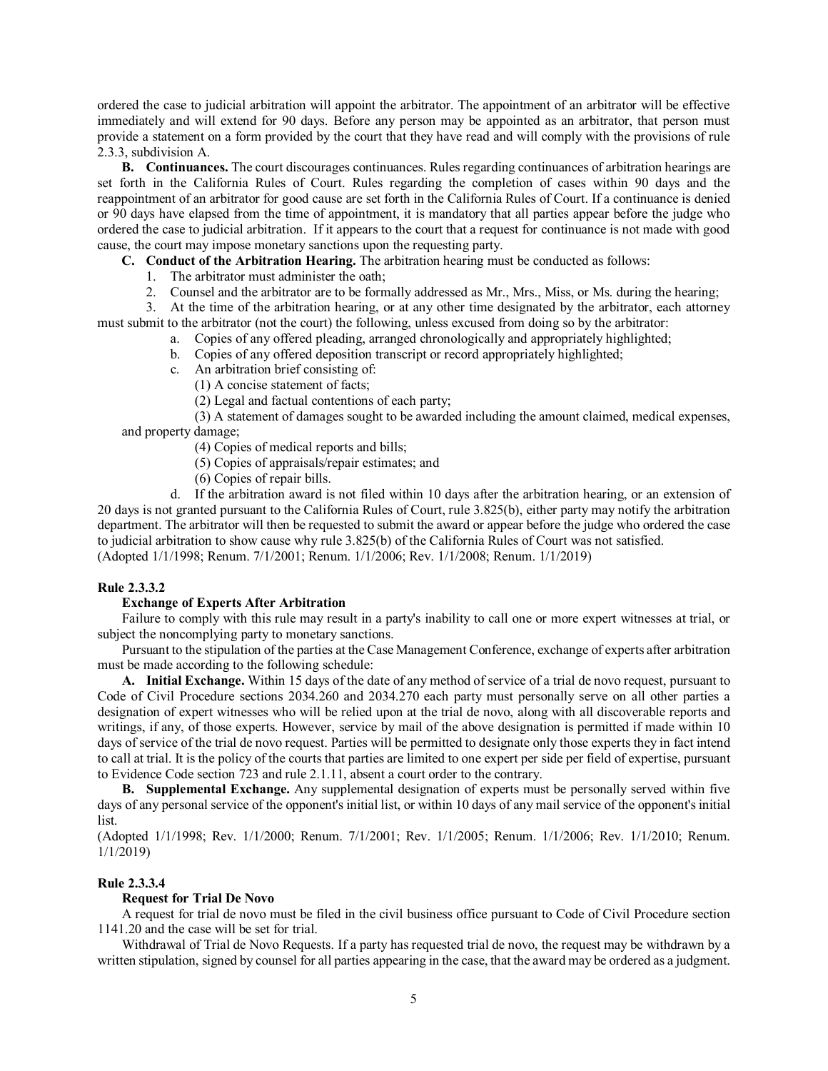ordered the case to judicial arbitration will appoint the arbitrator. The appointment of an arbitrator will be effective immediately and will extend for 90 days. Before any person may be appointed as an arbitrator, that person must provide a statement on a form provided by the court that they have read and will comply with the provisions of rule 2.3.3, subdivision A.

**B. Continuances.** The court discourages continuances. Rules regarding continuances of arbitration hearings are set forth in the California Rules of Court. Rules regarding the completion of cases within 90 days and the reappointment of an arbitrator for good cause are set forth in the California Rules of Court. If a continuance is denied or 90 days have elapsed from the time of appointment, it is mandatory that all parties appear before the judge who ordered the case to judicial arbitration. If it appears to the court that a request for continuance is not made with good cause, the court may impose monetary sanctions upon the requesting party.

**C. Conduct of the Arbitration Hearing.** The arbitration hearing must be conducted as follows:

1. The arbitrator must administer the oath;
2. Counsel and the arbitrator are to be formally addressed as Mr., Mrs., Miss, or Ms. during the hearing;
3. At the time of the arbitration hearing, or at any other time designated by the arbitrator, each attorney must submit to the arbitrator (not the court) the following, unless excused from doing so by the arbitrator:
   a. Copies of any offered pleading, arranged chronologically and appropriately highlighted;
   b. Copies of any offered deposition transcript or record appropriately highlighted;
   c. An arbitration brief consisting of:
      (1) A concise statement of facts;
      (2) Legal and factual contentions of each party;
      (3) A statement of damages sought to be awarded including the amount claimed, medical expenses, and property damage;
      (4) Copies of medical reports and bills;
      (5) Copies of appraisals/repair estimates; and
      (6) Copies of repair bills.
   d. If the arbitration award is not filed within 10 days after the arbitration hearing, or an extension of 20 days is not granted pursuant to the California Rules of Court, rule 3.825(b), either party may notify the arbitration department. The arbitrator will then be requested to submit the award or appear before the judge who ordered the case to judicial arbitration to show cause why rule 3.825(b) of the California Rules of Court was not satisfied.

(Adopted 1/1/1998; Renum. 7/1/2001; Renum. 1/1/2006; Rev. 1/1/2008; Renum. 1/1/2019)

**Rule 2.3.3.2**

**Exchange of Experts After Arbitration**

Failure to comply with this rule may result in a party's inability to call one or more expert witnesses at trial, or subject the noncomplying party to monetary sanctions.

Pursuant to the stipulation of the parties at the Case Management Conference, exchange of experts after arbitration must be made according to the following schedule:

**A. Initial Exchange.** Within 15 days of the date of any method of service of a trial de novo request, pursuant to Code of Civil Procedure sections 2034.260 and 2034.270 each party must personally serve on all other parties a designation of expert witnesses who will be relied upon at the trial de novo, along with all discoverable reports and writings, if any, of those experts. However, service by mail of the above designation is permitted if made within 10 days of service of the trial de novo request. Parties will be permitted to designate only those experts they in fact intend to call at trial. It is the policy of the courts that parties are limited to one expert per side per field of expertise, pursuant to Evidence Code section 723 and rule 2.1.11, absent a court order to the contrary.

**B. Supplemental Exchange.** Any supplemental designation of experts must be personally served within five days of any personal service of the opponent's initial list, or within 10 days of any mail service of the opponent's initial list.

(Adopted 1/1/1998; Rev. 1/1/2000; Renum. 7/1/2001; Rev. 1/1/2005; Renum. 1/1/2006; Rev. 1/1/2010; Renum. 1/1/2019)

**Rule 2.3.3.4**

**Request for Trial De Novo**

A request for trial de novo must be filed in the civil business office pursuant to Code of Civil Procedure section 1141.20 and the case will be set for trial.

Withdrawal of Trial de Novo Requests. If a party has requested trial de novo, the request may be withdrawn by a written stipulation, signed by counsel for all parties appearing in the case, that the award may be ordered as a judgment.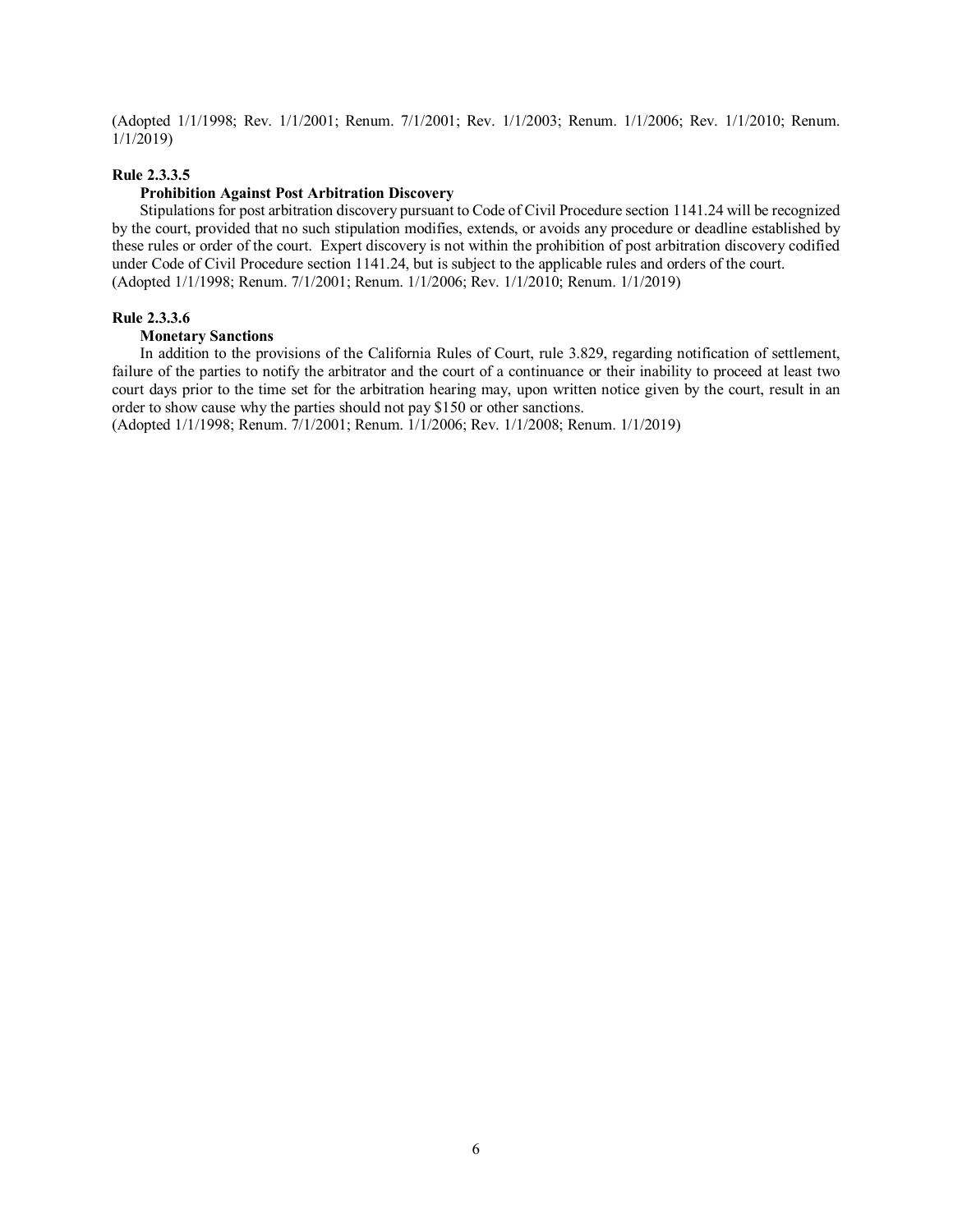(Adopted 1/1/1998; Rev. 1/1/2001; Renum. 7/1/2001; Rev. 1/1/2003; Renum. 1/1/2006; Rev. 1/1/2010; Renum. 1/1/2019)

**Rule 2.3.3.5**

**Prohibition Against Post Arbitration Discovery**

Stipulations for post arbitration discovery pursuant to Code of Civil Procedure section 1141.24 will be recognized by the court, provided that no such stipulation modifies, extends, or avoids any procedure or deadline established by these rules or order of the court. Expert discovery is not within the prohibition of post arbitration discovery codified under Code of Civil Procedure section 1141.24, but is subject to the applicable rules and orders of the court.
(Adopted 1/1/1998; Renum. 7/1/2001; Renum. 1/1/2006; Rev. 1/1/2010; Renum. 1/1/2019)

**Rule 2.3.3.6**

**Monetary Sanctions**

In addition to the provisions of the California Rules of Court, rule 3.829, regarding notification of settlement, failure of the parties to notify the arbitrator and the court of a continuance or their inability to proceed at least two court days prior to the time set for the arbitration hearing may, upon written notice given by the court, result in an order to show cause why the parties should not pay $150 or other sanctions.
(Adopted 1/1/1998; Renum. 7/1/2001; Renum. 1/1/2006; Rev. 1/1/2008; Renum. 1/1/2019)